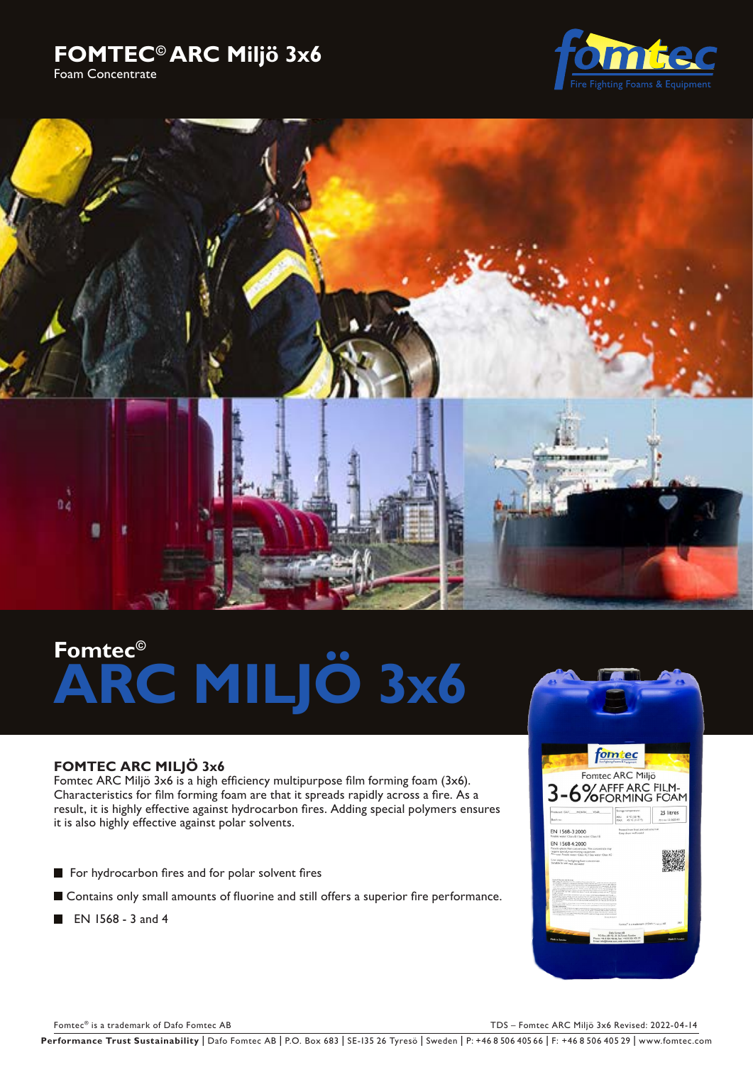# FOMTEC© ARC Miljö 3x6

Foam Concentrate

Fomtec©

# ARC MILJÖ 3x6

## FOMTEC ARC MILJÖ 3x6

Fomtec ARC Miljö 3x6 is a high efficiency multipurpose film forming foam (3x6). Characteristics for film forming foam are that it spreads rapidly across a fire. As a result, it is highly effective against hydrocarbon fires. Adding special polymers ensures it is also highly effective against polar solvents.

- For hydrocarbon fires and for polar solvent fires
- Contains only small amounts of fluorine and still offers a superior fire performance.
- EN 1568 - 3 and 4

Fomtec® is a trademark of Dafo Fomtec AB

TDS – Fomtec ARC Miljö 3x6 Revised: 2022-04-14

**Performance Trust Sustainability** | Dafo Fomtec AB | P.O. Box 683 | SE-135 26 Tyresö | Sweden | P: +46 8 506 405 66 | F: +46 8 506 405 29 | www.fomtec.com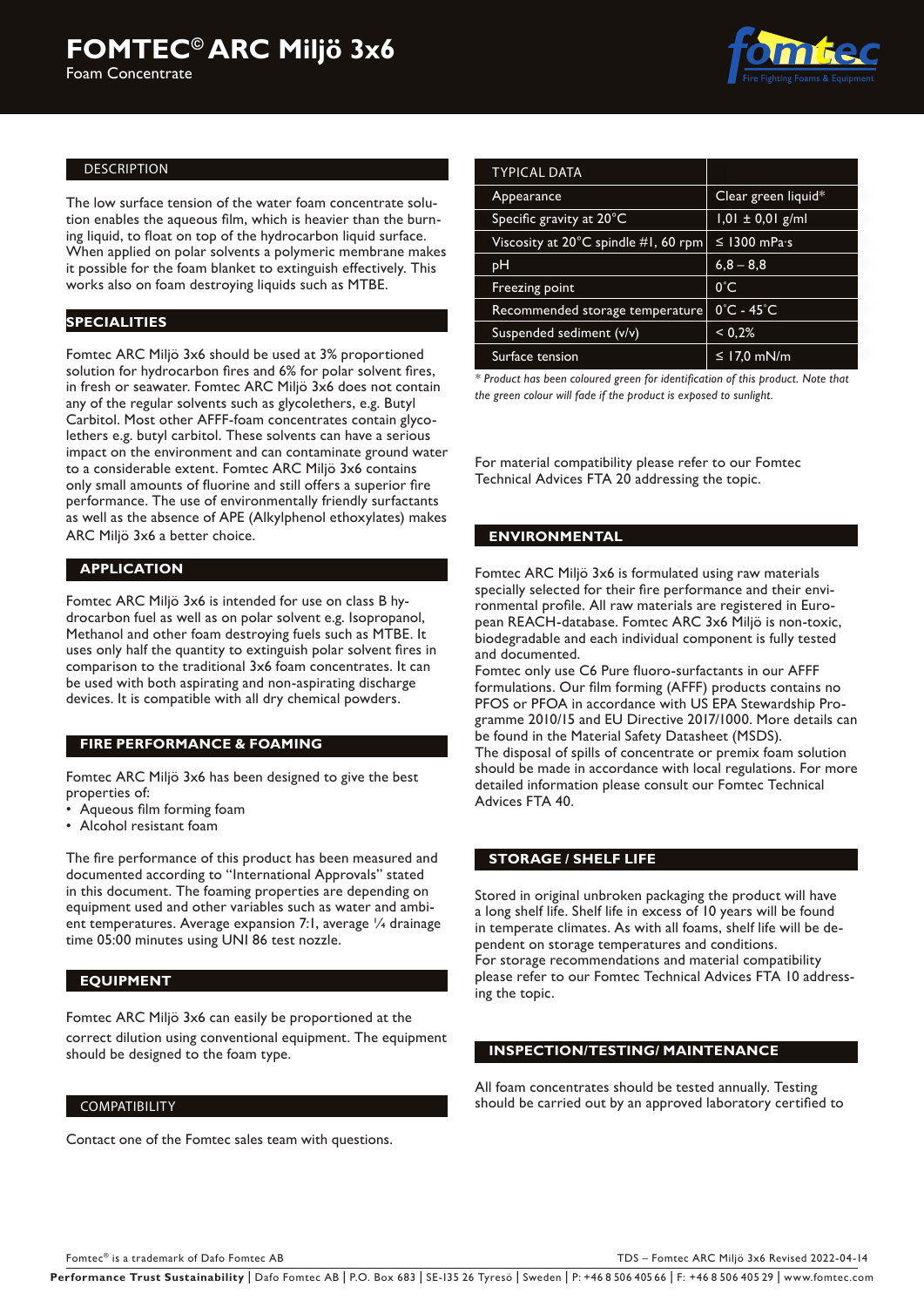# FOMTEC© ARC Miljö 3x6

Foam Concentrate

## DESCRIPTION

The low surface tension of the water foam concentrate solution enables the aqueous film, which is heavier than the burning liquid, to float on top of the hydrocarbon liquid surface. When applied on polar solvents a polymeric membrane makes it possible for the foam blanket to extinguish effectively. This works also on foam destroying liquids such as MTBE.

## SPECIALITIES

Fomtec ARC Miljö 3x6 should be used at 3% proportioned solution for hydrocarbon fires and 6% for polar solvent fires, in fresh or seawater. Fomtec ARC Miljö 3x6 does not contain any of the regular solvents such as glycolethers, e.g. Butyl Carbitol. Most other AFFF-foam concentrates contain glycolethers e.g. butyl carbitol. These solvents can have a serious impact on the environment and can contaminate ground water to a considerable extent. Fomtec ARC Miljö 3x6 contains only small amounts of fluorine and still offers a superior fire performance. The use of environmentally friendly surfactants as well as the absence of APE (Alkylphenol ethoxylates) makes ARC Miljö 3x6 a better choice.

## APPLICATION

Fomtec ARC Miljö 3x6 is intended for use on class B hydrocarbon fuel as well as on polar solvent e.g. Isopropanol, Methanol and other foam destroying fuels such as MTBE. It uses only half the quantity to extinguish polar solvent fires in comparison to the traditional 3x6 foam concentrates. It can be used with both aspirating and non-aspirating discharge devices. It is compatible with all dry chemical powders.

## FIRE PERFORMANCE & FOAMING

Fomtec ARC Miljö 3x6 has been designed to give the best properties of:

- Aqueous film forming foam
- Alcohol resistant foam

The fire performance of this product has been measured and documented according to "International Approvals" stated in this document. The foaming properties are depending on equipment used and other variables such as water and ambient temperatures. Average expansion 7:1, average ¼ drainage time 05:00 minutes using UNI 86 test nozzle.

## EQUIPMENT

Fomtec ARC Miljö 3x6 can easily be proportioned at the correct dilution using conventional equipment. The equipment should be designed to the foam type.

## COMPATIBILITY

Contact one of the Fomtec sales team with questions.

## TYPICAL DATA

| TYPICAL DATA | |
|---|---|
| Appearance | Clear green liquid* |
| Specific gravity at 20°C | 1,01 ± 0,01 g/ml |
| Viscosity at 20°C spindle #1, 60 rpm | ≤ 1300 mPa·s |
| pH | 6,8 – 8,8 |
| Freezing point | 0°C |
| Recommended storage temperature | 0°C - 45°C |
| Suspended sediment (v/v) | < 0,2% |
| Surface tension | ≤ 17,0 mN/m |

*\* Product has been coloured green for identification of this product. Note that the green colour will fade if the product is exposed to sunlight.*

For material compatibility please refer to our Fomtec Technical Advices FTA 20 addressing the topic.

## ENVIRONMENTAL

Fomtec ARC Miljö 3x6 is formulated using raw materials specially selected for their fire performance and their environmental profile. All raw materials are registered in European REACH-database. Fomtec ARC 3x6 Miljö is non-toxic, biodegradable and each individual component is fully tested and documented.

Fomtec only use C6 Pure fluoro-surfactants in our AFFF formulations. Our film forming (AFFF) products contains no PFOS or PFOA in accordance with US EPA Stewardship Programme 2010/15 and EU Directive 2017/1000. More details can be found in the Material Safety Datasheet (MSDS).

The disposal of spills of concentrate or premix foam solution should be made in accordance with local regulations. For more detailed information please consult our Fomtec Technical Advices FTA 40.

## STORAGE / SHELF LIFE

Stored in original unbroken packaging the product will have a long shelf life. Shelf life in excess of 10 years will be found in temperate climates. As with all foams, shelf life will be dependent on storage temperatures and conditions.

For storage recommendations and material compatibility please refer to our Fomtec Technical Advices FTA 10 addressing the topic.

## INSPECTION/TESTING/ MAINTENANCE

All foam concentrates should be tested annually. Testing should be carried out by an approved laboratory certified to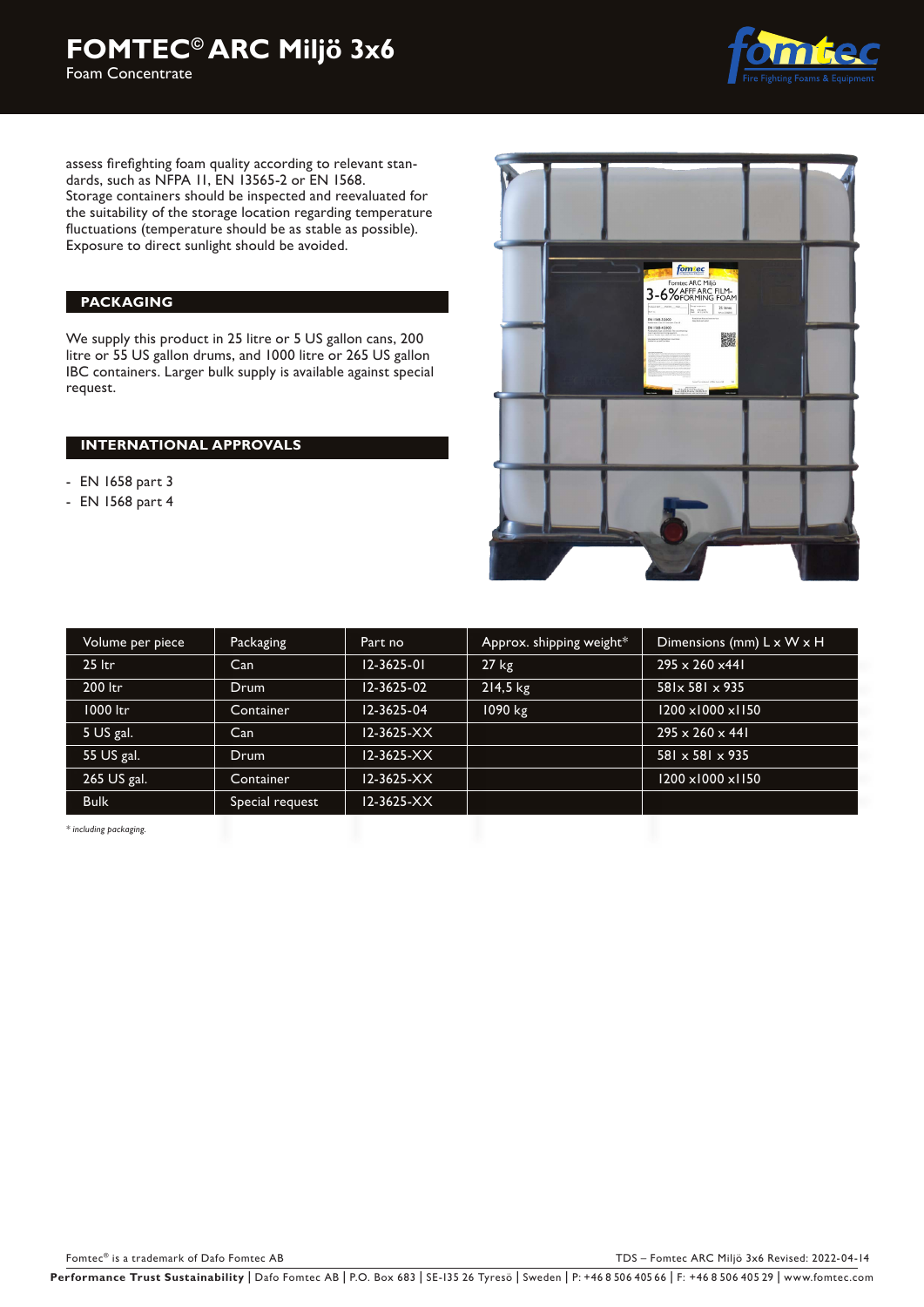assess firefighting foam quality according to relevant standards, such as NFPA 11, EN 13565-2 or EN 1568.
Storage containers should be inspected and reevaluated for the suitability of the storage location regarding temperature fluctuations (temperature should be as stable as possible). Exposure to direct sunlight should be avoided.

## PACKAGING

We supply this product in 25 litre or 5 US gallon cans, 200 litre or 55 US gallon drums, and 1000 litre or 265 US gallon IBC containers. Larger bulk supply is available against special request.

## INTERNATIONAL APPROVALS

- EN 1658 part 3
- EN 1568 part 4

| Volume per piece | Packaging | Part no | Approx. shipping weight* | Dimensions (mm) L x W x H |
|---|---|---|---|---|
| 25 ltr | Can | 12-3625-01 | 27 kg | 295 x 260 x441 |
| 200 ltr | Drum | 12-3625-02 | 214,5 kg | 581x 581 x 935 |
| 1000 ltr | Container | 12-3625-04 | 1090 kg | 1200 x1000 x1150 |
| 5 US gal. | Can | 12-3625-XX | | 295 x 260 x 441 |
| 55 US gal. | Drum | 12-3625-XX | | 581 x 581 x 935 |
| 265 US gal. | Container | 12-3625-XX | | 1200 x1000 x1150 |
| Bulk | Special request | 12-3625-XX | | |

*\* including packaging.*